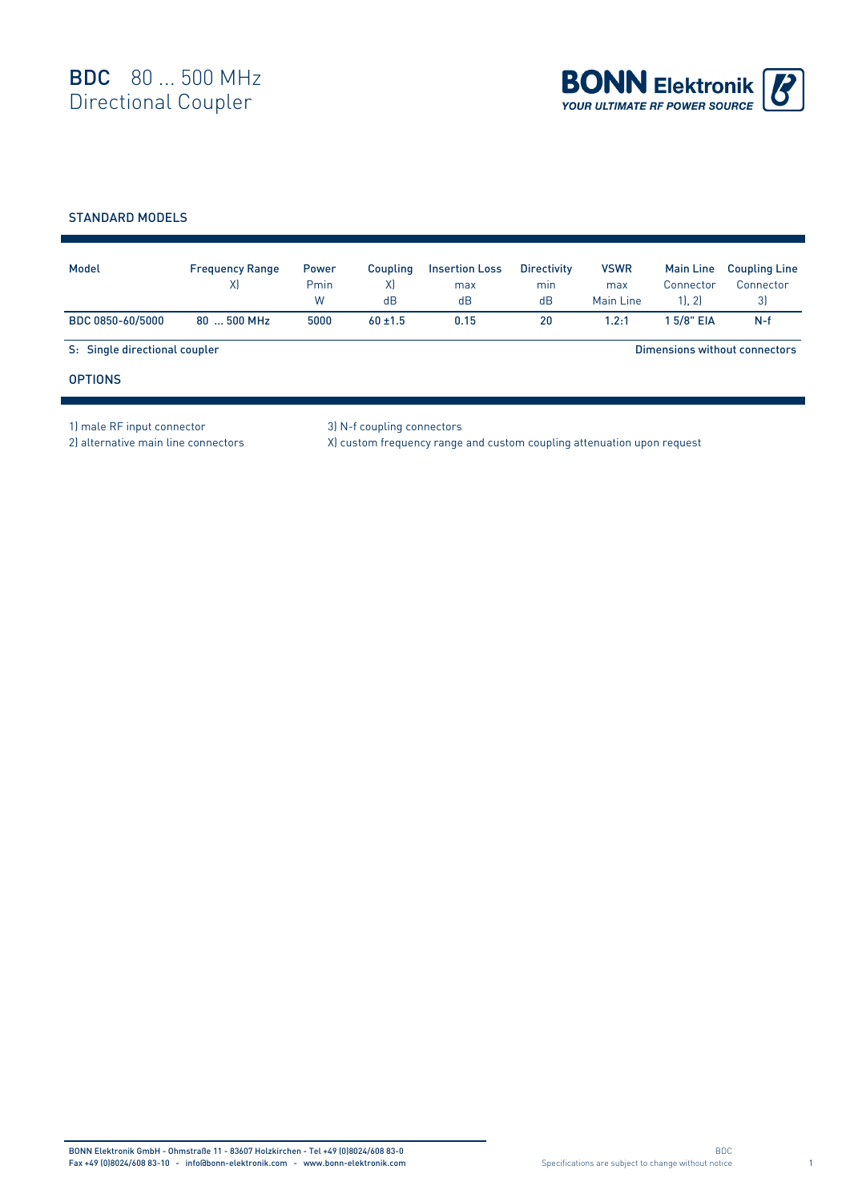# BDC 80 ... 500 MHz Directional Coupler

BONN Elektronik
YOUR ULTIMATE RF POWER SOURCE

## STANDARD MODELS

| Model | Frequency Range X) | Power Pmin W | Coupling X) dB | Insertion Loss max dB | Directivity min dB | VSWR max Main Line | Main Line Connector 1), 2) | Coupling Line Connector 3) |
|---|---|---|---|---|---|---|---|---|
| BDC 0850-60/5000 | 80 ... 500 MHz | 5000 | 60 ±1.5 | 0.15 | 20 | 1.2:1 | 1 5/8" EIA | N-f |

S: Single directional coupler

Dimensions without connectors

## OPTIONS

1) male RF input connector
2) alternative main line connectors
3) N-f coupling connectors
X) custom frequency range and custom coupling attenuation upon request

BONN Elektronik GmbH - Ohmstraße 11 - 83607 Holzkirchen - Tel +49 (0)8024/608 83-0
Fax +49 (0)8024/608 83-10 - info@bonn-elektronik.com - www.bonn-elektronik.com

Specifications are subject to change without notice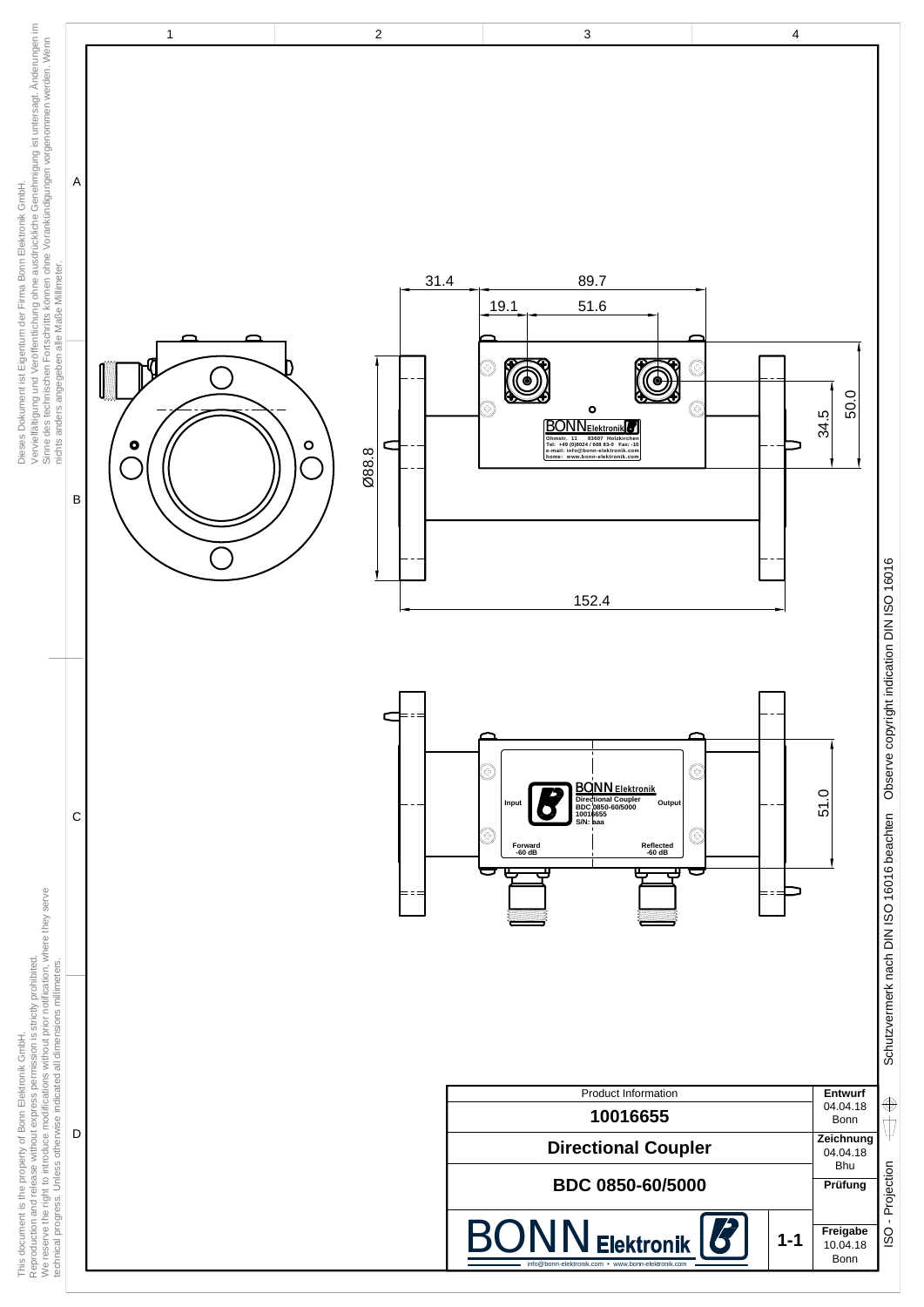Dieses Dokument ist Eigentum der Firma Bonn Elektronik GmbH. Vervielfältigung und Veröffentlichung ohne ausdrückliche Genehmigung ist untersagt. Änderungen im Sinne des technischen Fortschritts können ohne Vorankündigungen vorgenommen werden. Wenn nichts anders angegeben alle Maße Millimeter.

This document is the property of Bonn Elektronik GmbH. Reproduction and release without express permission is strictly prohibited. We reserve the right to introduce modifications without prior notification, where they serve technical progress. Unless otherwise indicated all dimensions millimeters.

31.4
89.7
19.1
51.6
Ø88.8
34.5
50.0
152.4
51.0

BONN Elektronik
Ohmstr. 11 83607 Holzkirchen
Tel: +49 (0)8024 / 608 83-0 Fax: -10
e-mail: info@bonn-elektronik.com
home: www.bonn-elektronik.com

Input
BONN Elektronik
Directional Coupler
BDC 0850-60/5000
10016655
S/N: aaa
Output
Forward
-60 dB
Reflected
-60 dB

Schutzvermerk nach DIN ISO 16016 beachten   Observe copyright indication DIN ISO 16016

ISO - Projection

| Product Information | | Entwurf 04.04.18 Bonn |
|---|---|---|
| **10016655** | | |
| **Directional Coupler** | | **Zeichnung** 04.04.18 Bhu |
| **BDC 0850-60/5000** | | **Prüfung** |
| BONN Elektronik info@bonn-elektronik.com • www.bonn-elektronik.com | **1-1** | **Freigabe** 10.04.18 Bonn |